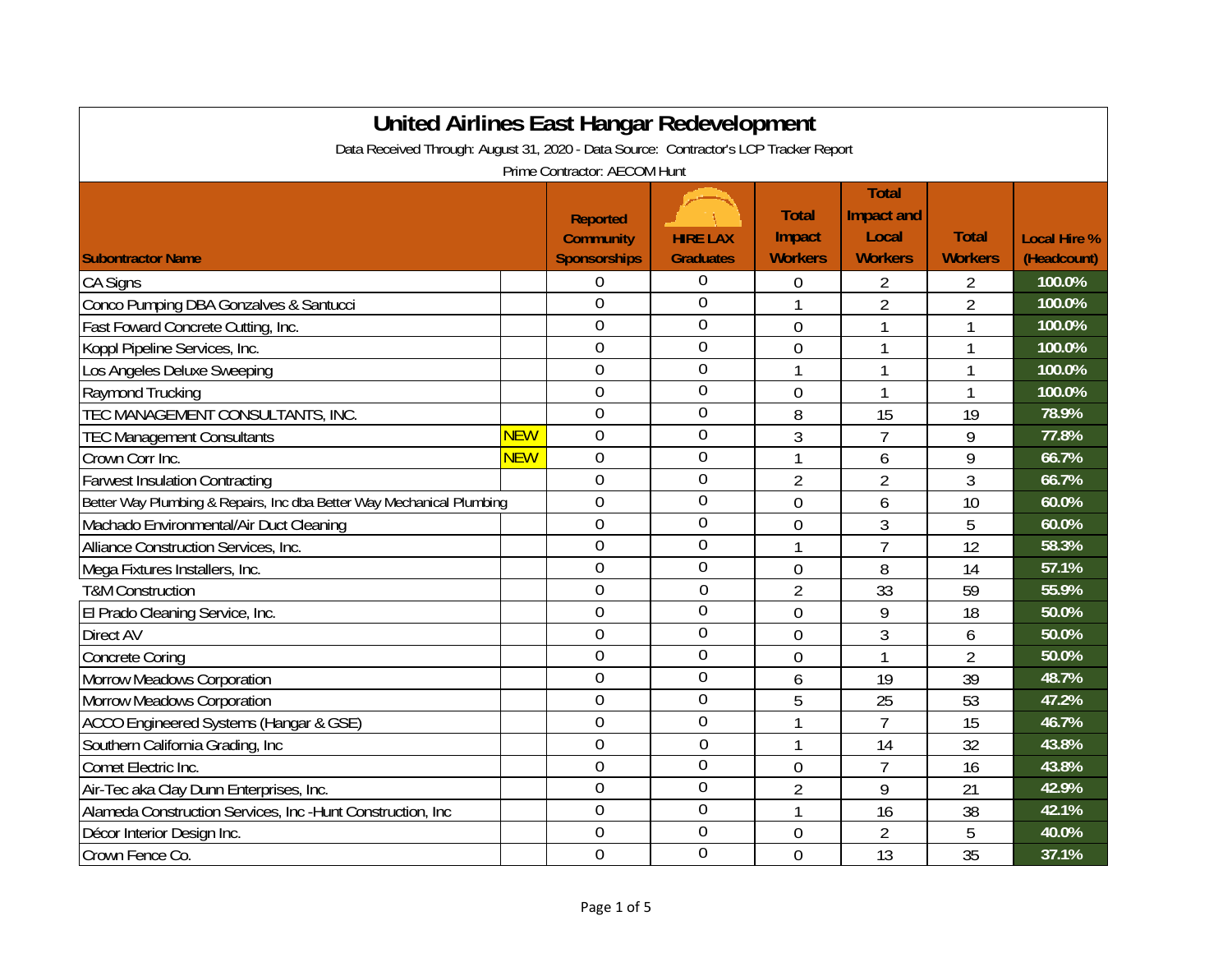# United Airlines East Hangar Redevelopment

Data Received Through: August 31, 2020 - Data Source: Contractor's LCP Tracker Report

Prime Contractor: AECOM Hunt

| Subontractor Name | | Reported Community Sponsorships | HIRE LAX Graduates | Total Impact Workers | Total Impact and Local Workers | Total Workers | Local Hire % (Headcount) |
|---|---|---|---|---|---|---|---|
| CA Signs | | 0 | 0 | 0 | 2 | 2 | 100.0% |
| Conco Pumping DBA Gonzalves & Santucci | | 0 | 0 | 1 | 2 | 2 | 100.0% |
| Fast Foward Concrete Cutting, Inc. | | 0 | 0 | 0 | 1 | 1 | 100.0% |
| Koppl Pipeline Services, Inc. | | 0 | 0 | 0 | 1 | 1 | 100.0% |
| Los Angeles Deluxe Sweeping | | 0 | 0 | 1 | 1 | 1 | 100.0% |
| Raymond Trucking | | 0 | 0 | 0 | 1 | 1 | 100.0% |
| TEC MANAGEMENT CONSULTANTS, INC. | | 0 | 0 | 8 | 15 | 19 | 78.9% |
| TEC Management Consultants | NEW | 0 | 0 | 3 | 7 | 9 | 77.8% |
| Crown Corr Inc. | NEW | 0 | 0 | 1 | 6 | 9 | 66.7% |
| Farwest Insulation Contracting | | 0 | 0 | 2 | 2 | 3 | 66.7% |
| Better Way Plumbing & Repairs, Inc dba Better Way Mechanical Plumbing | | 0 | 0 | 0 | 6 | 10 | 60.0% |
| Machado Environmental/Air Duct Cleaning | | 0 | 0 | 0 | 3 | 5 | 60.0% |
| Alliance Construction Services, Inc. | | 0 | 0 | 1 | 7 | 12 | 58.3% |
| Mega Fixtures Installers, Inc. | | 0 | 0 | 0 | 8 | 14 | 57.1% |
| T&M Construction | | 0 | 0 | 2 | 33 | 59 | 55.9% |
| El Prado Cleaning Service, Inc. | | 0 | 0 | 0 | 9 | 18 | 50.0% |
| Direct AV | | 0 | 0 | 0 | 3 | 6 | 50.0% |
| Concrete Coring | | 0 | 0 | 0 | 1 | 2 | 50.0% |
| Morrow Meadows Corporation | | 0 | 0 | 6 | 19 | 39 | 48.7% |
| Morrow Meadows Corporation | | 0 | 0 | 5 | 25 | 53 | 47.2% |
| ACCO Engineered Systems (Hangar & GSE) | | 0 | 0 | 1 | 7 | 15 | 46.7% |
| Southern California Grading, Inc | | 0 | 0 | 1 | 14 | 32 | 43.8% |
| Comet Electric Inc. | | 0 | 0 | 0 | 7 | 16 | 43.8% |
| Air-Tec aka Clay Dunn Enterprises, Inc. | | 0 | 0 | 2 | 9 | 21 | 42.9% |
| Alameda Construction Services, Inc -Hunt Construction, Inc | | 0 | 0 | 1 | 16 | 38 | 42.1% |
| Décor Interior Design Inc. | | 0 | 0 | 0 | 2 | 5 | 40.0% |
| Crown Fence Co. | | 0 | 0 | 0 | 13 | 35 | 37.1% |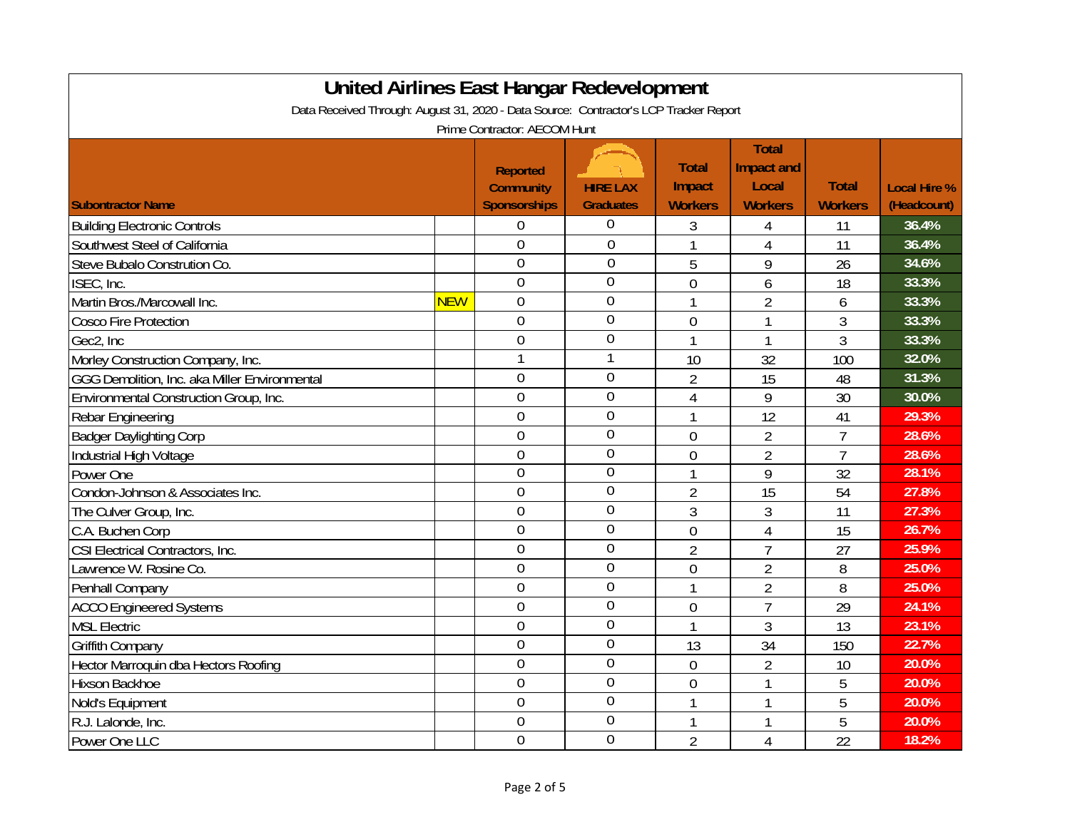# United Airlines East Hangar Redevelopment

Data Received Through: August 31, 2020 - Data Source: Contractor's LCP Tracker Report

Prime Contractor: AECOM Hunt

| Subontractor Name | | Reported Community Sponsorships | HIRE LAX Graduates | Total Impact Workers | Total Impact and Local Workers | Total Workers | Local Hire % (Headcount) |
|---|---|---|---|---|---|---|---|
| Building Electronic Controls | | 0 | 0 | 3 | 4 | 11 | 36.4% |
| Southwest Steel of California | | 0 | 0 | 1 | 4 | 11 | 36.4% |
| Steve Bubalo Constrution Co. | | 0 | 0 | 5 | 9 | 26 | 34.6% |
| ISEC, Inc. | | 0 | 0 | 0 | 6 | 18 | 33.3% |
| Martin Bros./Marcowall Inc. | NEW | 0 | 0 | 1 | 2 | 6 | 33.3% |
| Cosco Fire Protection | | 0 | 0 | 0 | 1 | 3 | 33.3% |
| Gec2, Inc | | 0 | 0 | 1 | 1 | 3 | 33.3% |
| Morley Construction Company, Inc. | | 1 | 1 | 10 | 32 | 100 | 32.0% |
| GGG Demolition, Inc. aka Miller Environmental | | 0 | 0 | 2 | 15 | 48 | 31.3% |
| Environmental Construction Group, Inc. | | 0 | 0 | 4 | 9 | 30 | 30.0% |
| Rebar Engineering | | 0 | 0 | 1 | 12 | 41 | 29.3% |
| Badger Daylighting Corp | | 0 | 0 | 0 | 2 | 7 | 28.6% |
| Industrial High Voltage | | 0 | 0 | 0 | 2 | 7 | 28.6% |
| Power One | | 0 | 0 | 1 | 9 | 32 | 28.1% |
| Condon-Johnson & Associates Inc. | | 0 | 0 | 2 | 15 | 54 | 27.8% |
| The Culver Group, Inc. | | 0 | 0 | 3 | 3 | 11 | 27.3% |
| C.A. Buchen Corp | | 0 | 0 | 0 | 4 | 15 | 26.7% |
| CSI Electrical Contractors, Inc. | | 0 | 0 | 2 | 7 | 27 | 25.9% |
| Lawrence W. Rosine Co. | | 0 | 0 | 0 | 2 | 8 | 25.0% |
| Penhall Company | | 0 | 0 | 1 | 2 | 8 | 25.0% |
| ACCO Engineered Systems | | 0 | 0 | 0 | 7 | 29 | 24.1% |
| MSL Electric | | 0 | 0 | 1 | 3 | 13 | 23.1% |
| Griffith Company | | 0 | 0 | 13 | 34 | 150 | 22.7% |
| Hector Marroquin dba Hectors Roofing | | 0 | 0 | 0 | 2 | 10 | 20.0% |
| Hixson Backhoe | | 0 | 0 | 0 | 1 | 5 | 20.0% |
| Nold's Equipment | | 0 | 0 | 1 | 1 | 5 | 20.0% |
| R.J. Lalonde, Inc. | | 0 | 0 | 1 | 1 | 5 | 20.0% |
| Power One LLC | | 0 | 0 | 2 | 4 | 22 | 18.2% |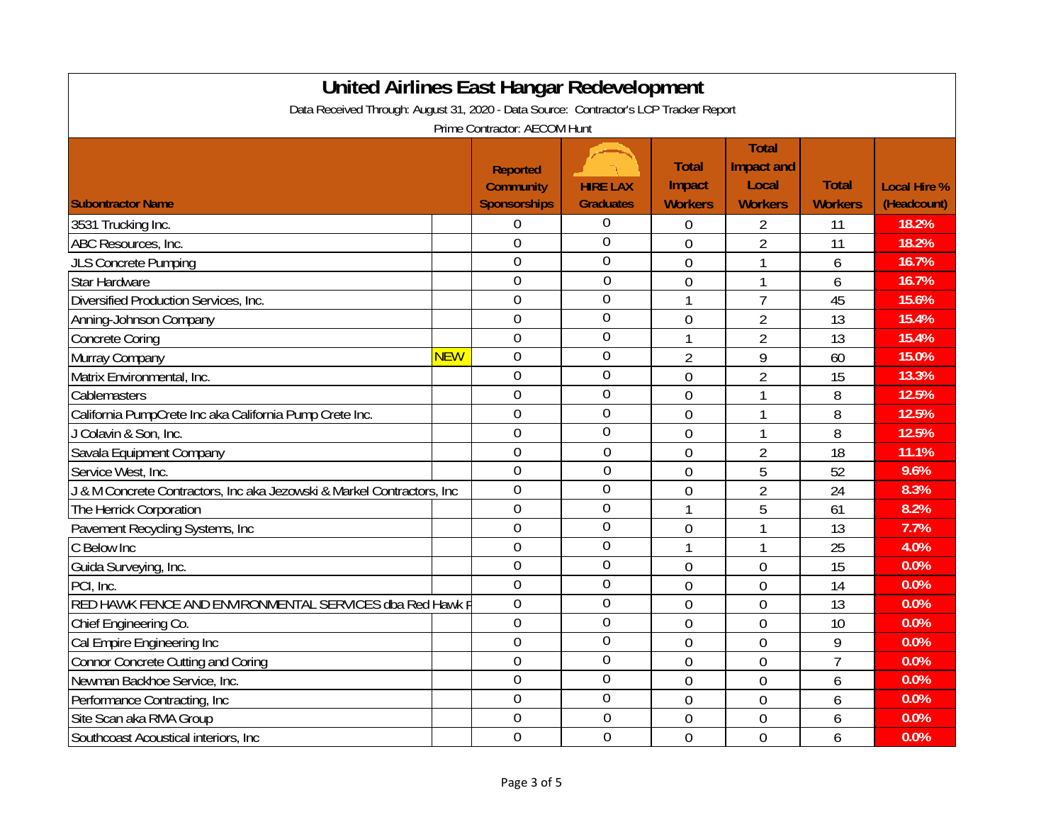# United Airlines East Hangar Redevelopment

Data Received Through: August 31, 2020 - Data Source: Contractor's LCP Tracker Report

Prime Contractor: AECOM Hunt

| Subcontractor Name | | Reported Community Sponsorships | HIRE LAX Graduates | Total Impact Workers | Total Impact and Local Workers | Total Workers | Local Hire % (Headcount) |
|---|---|---|---|---|---|---|---|
| 3531 Trucking Inc. | | 0 | 0 | 0 | 2 | 11 | 18.2% |
| ABC Resources, Inc. | | 0 | 0 | 0 | 2 | 11 | 18.2% |
| JLS Concrete Pumping | | 0 | 0 | 0 | 1 | 6 | 16.7% |
| Star Hardware | | 0 | 0 | 0 | 1 | 6 | 16.7% |
| Diversified Production Services, Inc. | | 0 | 0 | 1 | 7 | 45 | 15.6% |
| Anning-Johnson Company | | 0 | 0 | 0 | 2 | 13 | 15.4% |
| Concrete Coring | | 0 | 0 | 1 | 2 | 13 | 15.4% |
| Murray Company | NEW | 0 | 0 | 2 | 9 | 60 | 15.0% |
| Matrix Environmental, Inc. | | 0 | 0 | 0 | 2 | 15 | 13.3% |
| Cablemasters | | 0 | 0 | 0 | 1 | 8 | 12.5% |
| California PumpCrete Inc aka California Pump Crete Inc. | | 0 | 0 | 0 | 1 | 8 | 12.5% |
| J Colavin & Son, Inc. | | 0 | 0 | 0 | 1 | 8 | 12.5% |
| Savala Equipment Company | | 0 | 0 | 0 | 2 | 18 | 11.1% |
| Service West, Inc. | | 0 | 0 | 0 | 5 | 52 | 9.6% |
| J & M Concrete Contractors, Inc aka Jezowski & Markel Contractors, Inc | | 0 | 0 | 0 | 2 | 24 | 8.3% |
| The Herrick Corporation | | 0 | 0 | 1 | 5 | 61 | 8.2% |
| Pavement Recycling Systems, Inc | | 0 | 0 | 0 | 1 | 13 | 7.7% |
| C Below Inc | | 0 | 0 | 1 | 1 | 25 | 4.0% |
| Guida Surveying, Inc. | | 0 | 0 | 0 | 0 | 15 | 0.0% |
| PCI, Inc. | | 0 | 0 | 0 | 0 | 14 | 0.0% |
| RED HAWK FENCE AND ENVIRONMENTAL SERVICES dba Red Hawk F | | 0 | 0 | 0 | 0 | 13 | 0.0% |
| Chief Engineering Co. | | 0 | 0 | 0 | 0 | 10 | 0.0% |
| Cal Empire Engineering Inc | | 0 | 0 | 0 | 0 | 9 | 0.0% |
| Connor Concrete Cutting and Coring | | 0 | 0 | 0 | 0 | 7 | 0.0% |
| Newman Backhoe Service, Inc. | | 0 | 0 | 0 | 0 | 6 | 0.0% |
| Performance Contracting, Inc | | 0 | 0 | 0 | 0 | 6 | 0.0% |
| Site Scan aka RMA Group | | 0 | 0 | 0 | 0 | 6 | 0.0% |
| Southcoast Acoustical interiors, Inc | | 0 | 0 | 0 | 0 | 6 | 0.0% |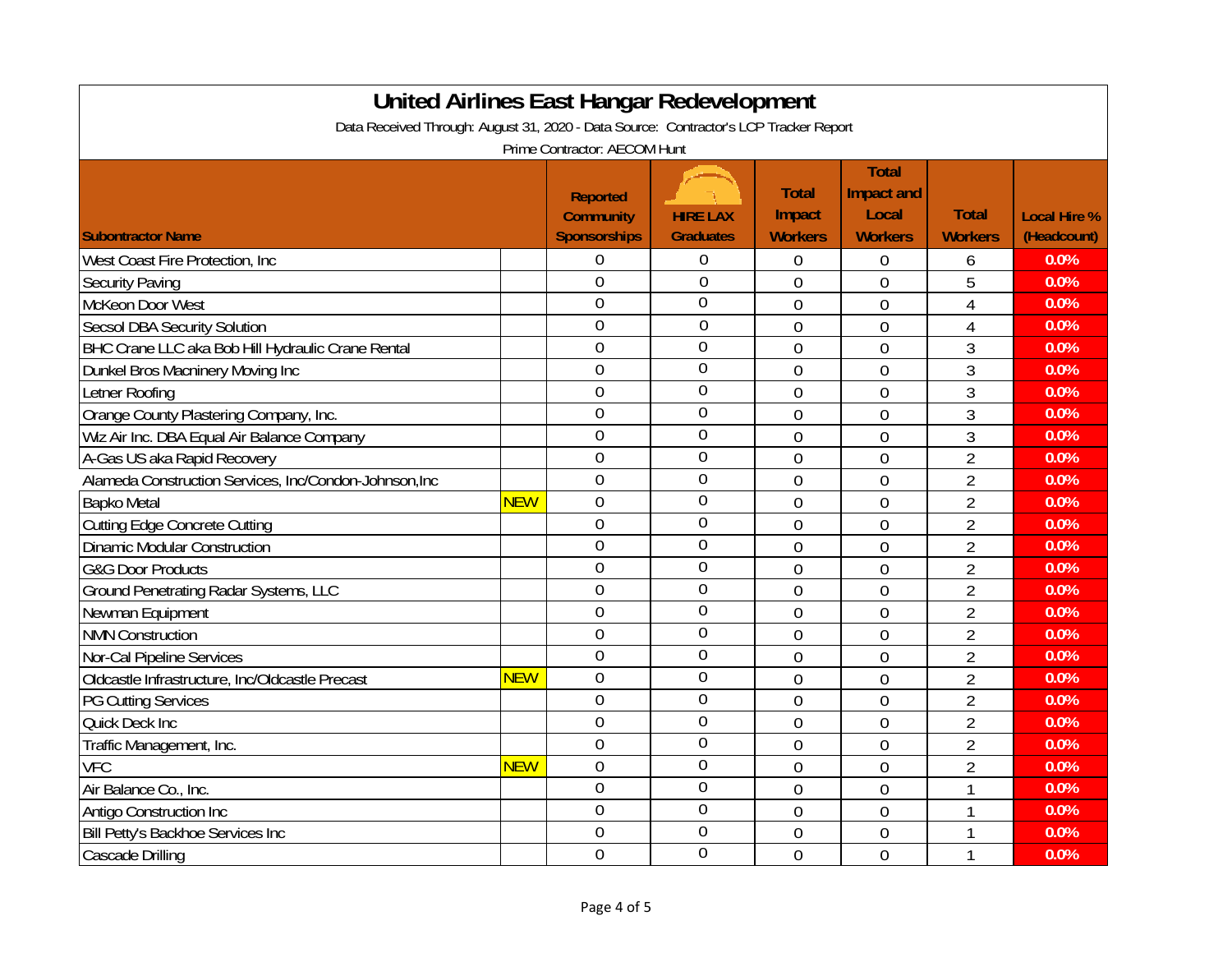# United Airlines East Hangar Redevelopment

Data Received Through: August 31, 2020 - Data Source: Contractor's LCP Tracker Report

Prime Contractor: AECOM Hunt

| Subontractor Name | | Reported Community Sponsorships | HIRE LAX Graduates | Total Impact Workers | Total Impact and Local Workers | Total Workers | Local Hire % (Headcount) |
|---|---|---|---|---|---|---|---|
| West Coast Fire Protection, Inc | | 0 | 0 | 0 | 0 | 6 | 0.0% |
| Security Paving | | 0 | 0 | 0 | 0 | 5 | 0.0% |
| McKeon Door West | | 0 | 0 | 0 | 0 | 4 | 0.0% |
| Secsol DBA Security Solution | | 0 | 0 | 0 | 0 | 4 | 0.0% |
| BHC Crane LLC aka Bob Hill Hydraulic Crane Rental | | 0 | 0 | 0 | 0 | 3 | 0.0% |
| Dunkel Bros Macninery Moving Inc | | 0 | 0 | 0 | 0 | 3 | 0.0% |
| Letner Roofing | | 0 | 0 | 0 | 0 | 3 | 0.0% |
| Orange County Plastering Company, Inc. | | 0 | 0 | 0 | 0 | 3 | 0.0% |
| Wiz Air Inc. DBA Equal Air Balance Company | | 0 | 0 | 0 | 0 | 3 | 0.0% |
| A-Gas US aka Rapid Recovery | | 0 | 0 | 0 | 0 | 2 | 0.0% |
| Alameda Construction Services, Inc/Condon-Johnson,Inc | | 0 | 0 | 0 | 0 | 2 | 0.0% |
| Bapko Metal | NEW | 0 | 0 | 0 | 0 | 2 | 0.0% |
| Cutting Edge Concrete Cutting | | 0 | 0 | 0 | 0 | 2 | 0.0% |
| Dinamic Modular Construction | | 0 | 0 | 0 | 0 | 2 | 0.0% |
| G&G Door Products | | 0 | 0 | 0 | 0 | 2 | 0.0% |
| Ground Penetrating Radar Systems, LLC | | 0 | 0 | 0 | 0 | 2 | 0.0% |
| Newman Equipment | | 0 | 0 | 0 | 0 | 2 | 0.0% |
| NMN Construction | | 0 | 0 | 0 | 0 | 2 | 0.0% |
| Nor-Cal Pipeline Services | | 0 | 0 | 0 | 0 | 2 | 0.0% |
| Oldcastle Infrastructure, Inc/Oldcastle Precast | NEW | 0 | 0 | 0 | 0 | 2 | 0.0% |
| PG Cutting Services | | 0 | 0 | 0 | 0 | 2 | 0.0% |
| Quick Deck Inc | | 0 | 0 | 0 | 0 | 2 | 0.0% |
| Traffic Management, Inc. | | 0 | 0 | 0 | 0 | 2 | 0.0% |
| VFC | NEW | 0 | 0 | 0 | 0 | 2 | 0.0% |
| Air Balance Co., Inc. | | 0 | 0 | 0 | 0 | 1 | 0.0% |
| Antigo Construction Inc | | 0 | 0 | 0 | 0 | 1 | 0.0% |
| Bill Petty's Backhoe Services Inc | | 0 | 0 | 0 | 0 | 1 | 0.0% |
| Cascade Drilling | | 0 | 0 | 0 | 0 | 1 | 0.0% |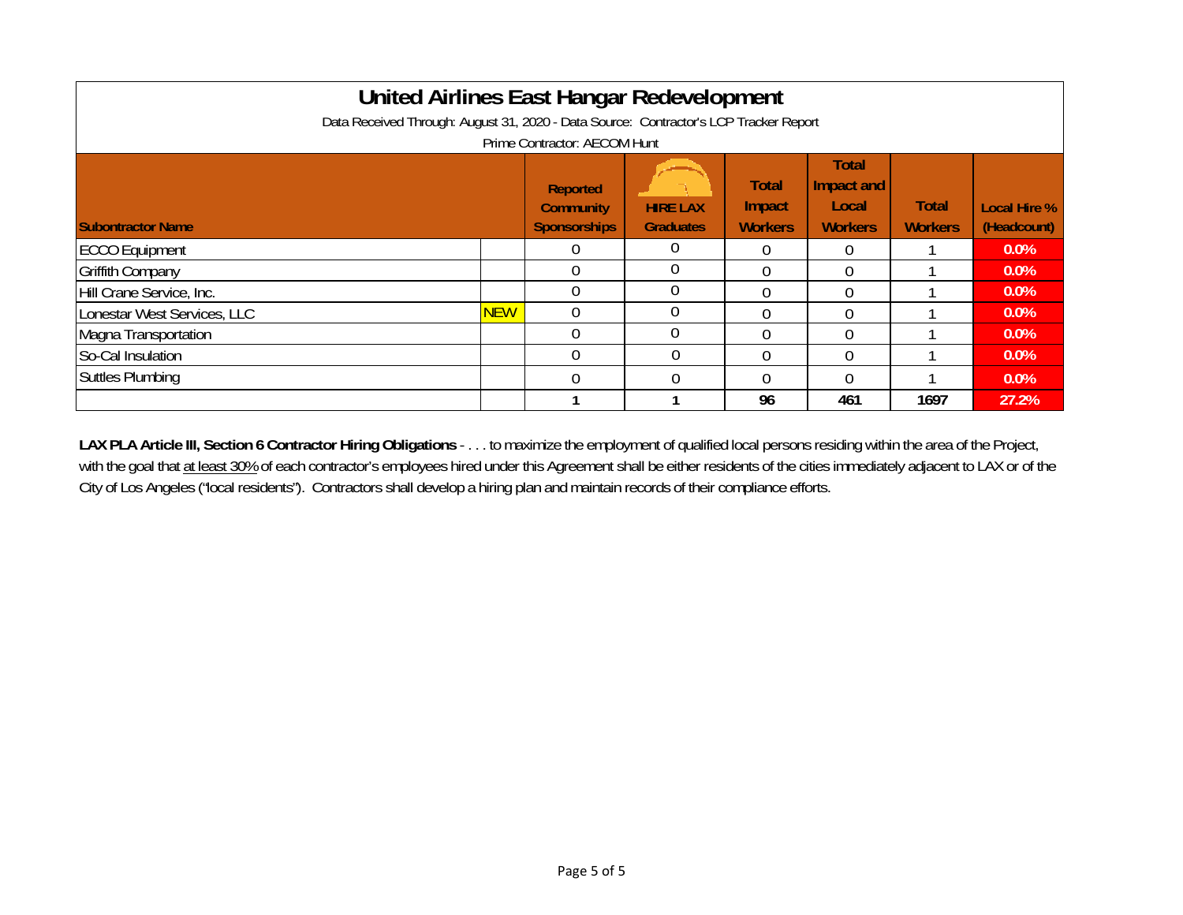# United Airlines East Hangar Redevelopment

Data Received Through: August 31, 2020 - Data Source: Contractor's LCP Tracker Report

Prime Contractor: AECOM Hunt

| Subontractor Name | | Reported Community Sponsorships | HIRE LAX Graduates | Total Impact Workers | Total Impact and Local Workers | Total Workers | Local Hire % (Headcount) |
|---|---|---|---|---|---|---|---|
| ECCO Equipment | | 0 | 0 | 0 | 0 | 1 | 0.0% |
| Griffith Company | | 0 | 0 | 0 | 0 | 1 | 0.0% |
| Hill Crane Service, Inc. | | 0 | 0 | 0 | 0 | 1 | 0.0% |
| Lonestar West Services, LLC | NEW | 0 | 0 | 0 | 0 | 1 | 0.0% |
| Magna Transportation | | 0 | 0 | 0 | 0 | 1 | 0.0% |
| So-Cal Insulation | | 0 | 0 | 0 | 0 | 1 | 0.0% |
| Suttles Plumbing | | 0 | 0 | 0 | 0 | 1 | 0.0% |
| | | 1 | 1 | 96 | 461 | 1697 | 27.2% |

**LAX PLA Article III, Section 6 Contractor Hiring Obligations** - . . . to maximize the employment of qualified local persons residing within the area of the Project, with the goal that at least 30% of each contractor's employees hired under this Agreement shall be either residents of the cities immediately adjacent to LAX or of the City of Los Angeles ("local residents"). Contractors shall develop a hiring plan and maintain records of their compliance efforts.